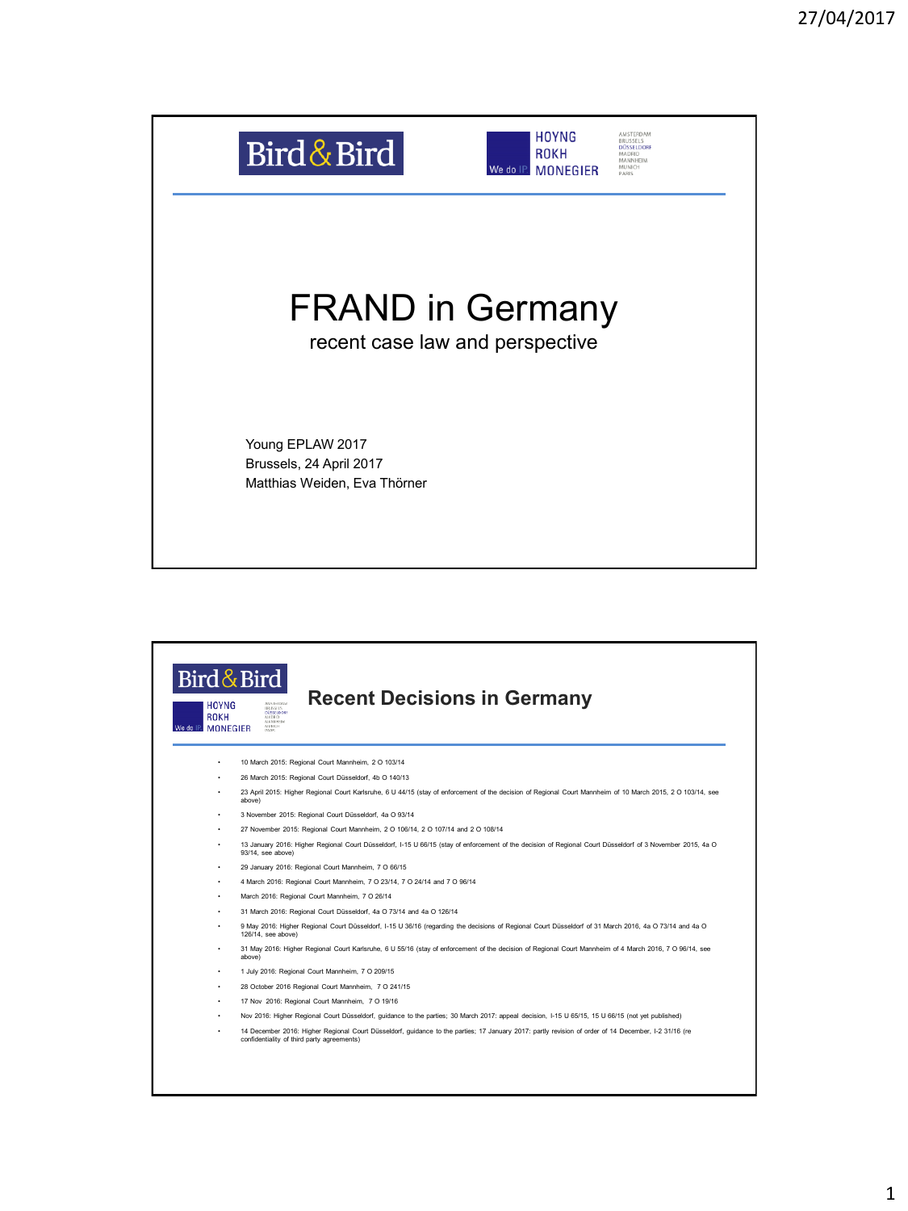# FRAND in Germany

recent case law and perspective

Young EPLAW 2017
Brussels, 24 April 2017
Matthias Weiden, Eva Thörner

## Recent Decisions in Germany

- 10 March 2015: Regional Court Mannheim, 2 O 103/14
- 26 March 2015: Regional Court Düsseldorf, 4b O 140/13
- 23 April 2015: Higher Regional Court Karlsruhe, 6 U 44/15 (stay of enforcement of the decision of Regional Court Mannheim of 10 March 2015, 2 O 103/14, see above)
- 3 November 2015: Regional Court Düsseldorf, 4a O 93/14
- 27 November 2015: Regional Court Mannheim, 2 O 106/14, 2 O 107/14 and 2 O 108/14
- 13 January 2016: Higher Regional Court Düsseldorf, I-15 U 66/15 (stay of enforcement of the decision of Regional Court Düsseldorf of 3 November 2015, 4a O 93/14, see above)
- 29 January 2016: Regional Court Mannheim, 7 O 66/15
- 4 March 2016: Regional Court Mannheim, 7 O 23/14, 7 O 24/14 and 7 O 96/14
- March 2016: Regional Court Mannheim, 7 O 26/14
- 31 March 2016: Regional Court Düsseldorf, 4a O 73/14 and 4a O 126/14
- 9 May 2016: Higher Regional Court Düsseldorf, I-15 U 36/16 (regarding the decisions of Regional Court Düsseldorf of 31 March 2016, 4a O 73/14 and 4a O 126/14, see above)
- 31 May 2016: Higher Regional Court Karlsruhe, 6 U 55/16 (stay of enforcement of the decision of Regional Court Mannheim of 4 March 2016, 7 O 96/14, see above)
- 1 July 2016: Regional Court Mannheim, 7 O 209/15
- 28 October 2016 Regional Court Mannheim, 7 O 241/15
- 17 Nov 2016: Regional Court Mannheim, 7 O 19/16
- Nov 2016: Higher Regional Court Düsseldorf, guidance to the parties; 30 March 2017: appeal decision, I-15 U 65/15, 15 U 66/15 (not yet published)
- 14 December 2016: Higher Regional Court Düsseldorf, guidance to the parties; 17 January 2017: partly revision of order of 14 December, I-2 31/16 (re confidentiality of third party agreements)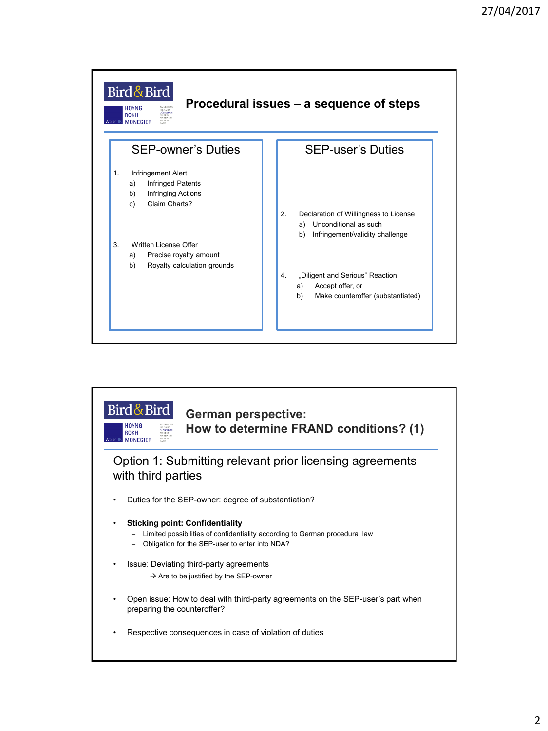## Procedural issues – a sequence of steps

### SEP-owner's Duties

1. Infringement Alert
   a) Infringed Patents
   b) Infringing Actions
   c) Claim Charts?

3. Written License Offer
   a) Precise royalty amount
   b) Royalty calculation grounds

### SEP-user's Duties

2. Declaration of Willingness to License
   a) Unconditional as such
   b) Infringement/validity challenge

4. „Diligent and Serious" Reaction
   a) Accept offer, or
   b) Make counteroffer (substantiated)

## German perspective: How to determine FRAND conditions? (1)

### Option 1: Submitting relevant prior licensing agreements with third parties

- Duties for the SEP-owner: degree of substantiation?
- **Sticking point: Confidentiality**
  - Limited possibilities of confidentiality according to German procedural law
  - Obligation for the SEP-user to enter into NDA?
- Issue: Deviating third-party agreements
  → Are to be justified by the SEP-owner
- Open issue: How to deal with third-party agreements on the SEP-user's part when preparing the counteroffer?
- Respective consequences in case of violation of duties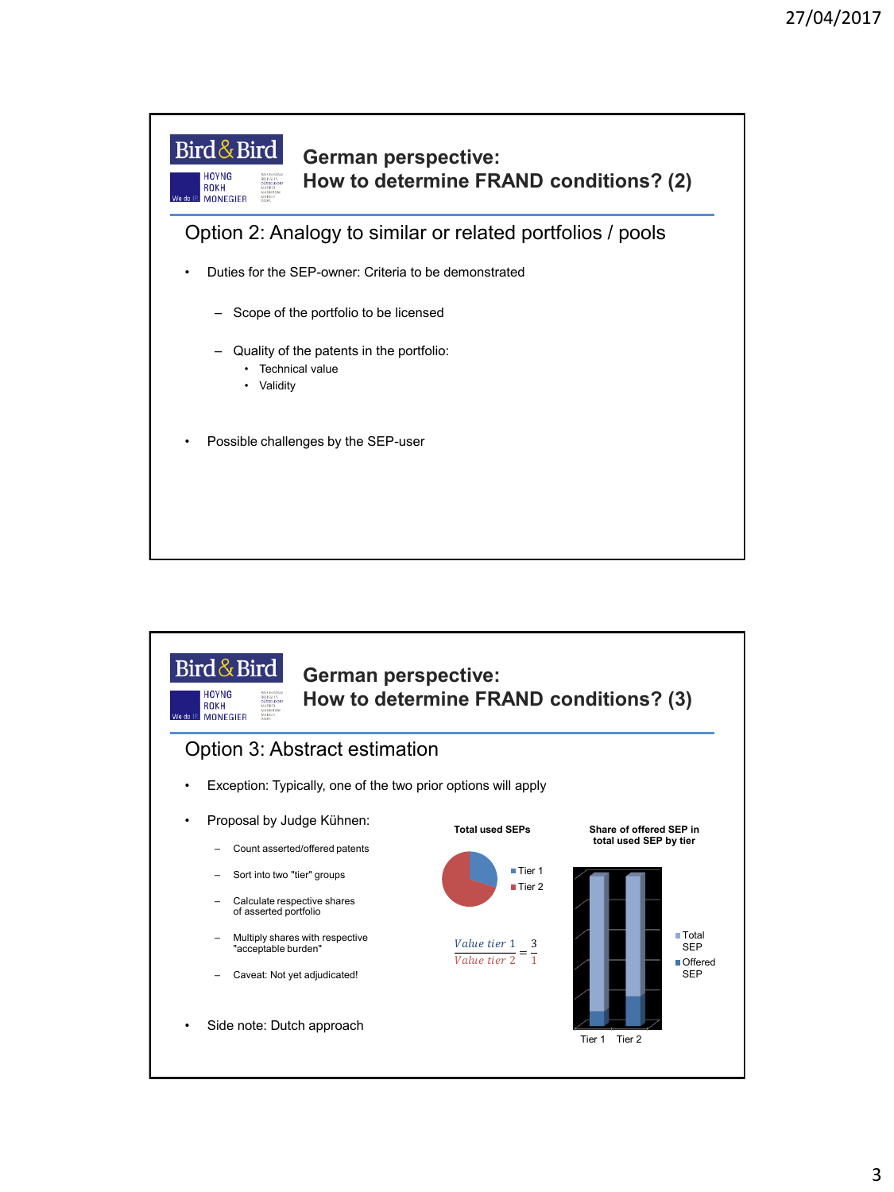## German perspective: How to determine FRAND conditions? (2)

### Option 2: Analogy to similar or related portfolios / pools

- Duties for the SEP-owner: Criteria to be demonstrated
  - Scope of the portfolio to be licensed
  - Quality of the patents in the portfolio:
    - Technical value
    - Validity
- Possible challenges by the SEP-user

## German perspective: How to determine FRAND conditions? (3)

### Option 3: Abstract estimation

- Exception: Typically, one of the two prior options will apply
- Proposal by Judge Kühnen:
  - Count asserted/offered patents
  - Sort into two "tier" groups
  - Calculate respective shares of asserted portfolio
  - Multiply shares with respective "acceptable burden"
  - Caveat: Not yet adjudicated!
- Side note: Dutch approach

**Total used SEPs**

- Tier 1
- Tier 2

$$\frac{Value\ tier\ 1}{Value\ tier\ 2} = \frac{3}{1}$$

**Share of offered SEP in total used SEP by tier**

- Total SEP
- Offered SEP

Tier 1 Tier 2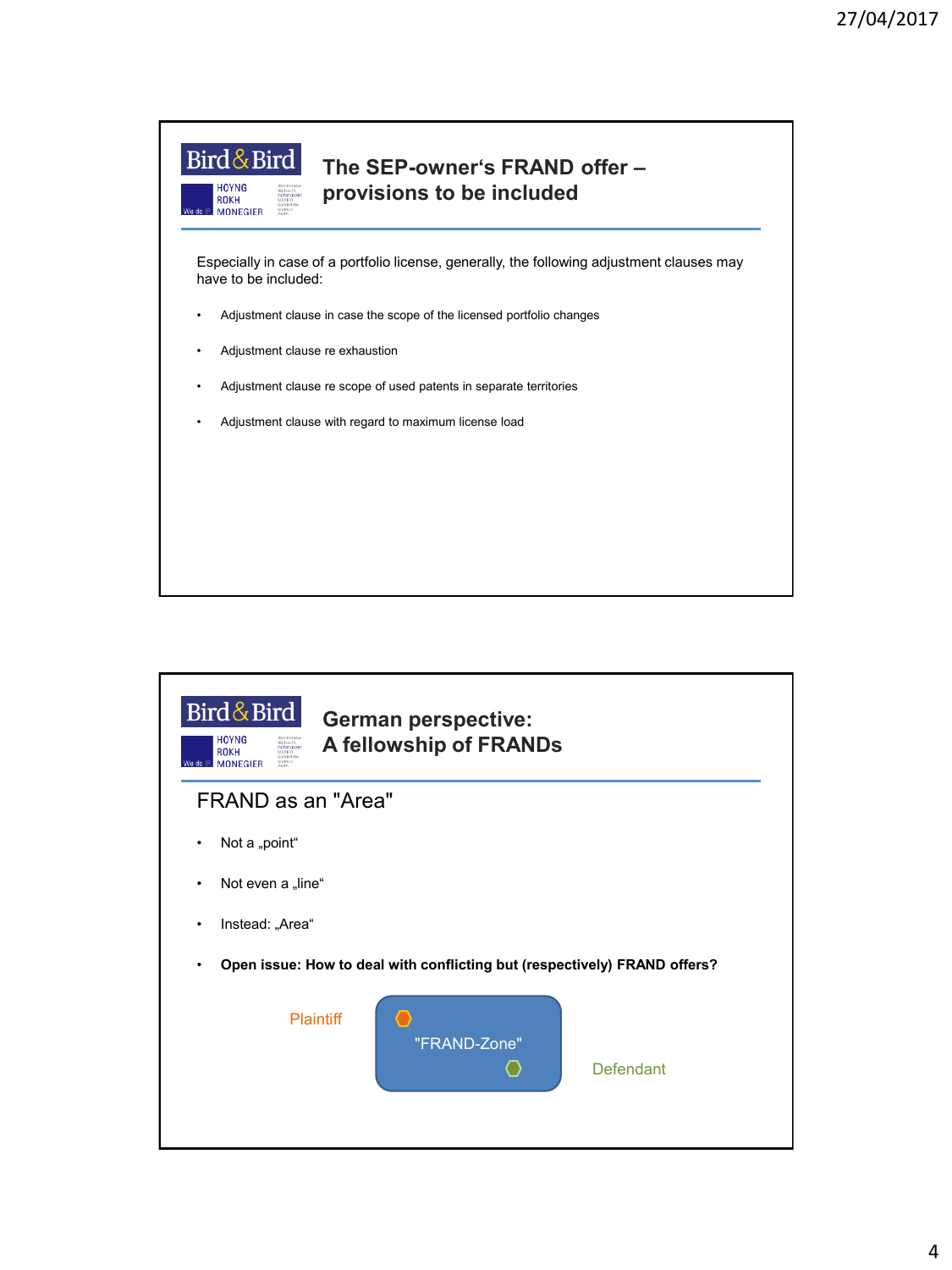## The SEP-owner's FRAND offer – provisions to be included

Especially in case of a portfolio license, generally, the following adjustment clauses may have to be included:

- Adjustment clause in case the scope of the licensed portfolio changes
- Adjustment clause re exhaustion
- Adjustment clause re scope of used patents in separate territories
- Adjustment clause with regard to maximum license load

## German perspective: A fellowship of FRANDs

### FRAND as an "Area"

- Not a „point"
- Not even a „line"
- Instead: „Area"
- **Open issue: How to deal with conflicting but (respectively) FRAND offers?**

Plaintiff

"FRAND-Zone"

Defendant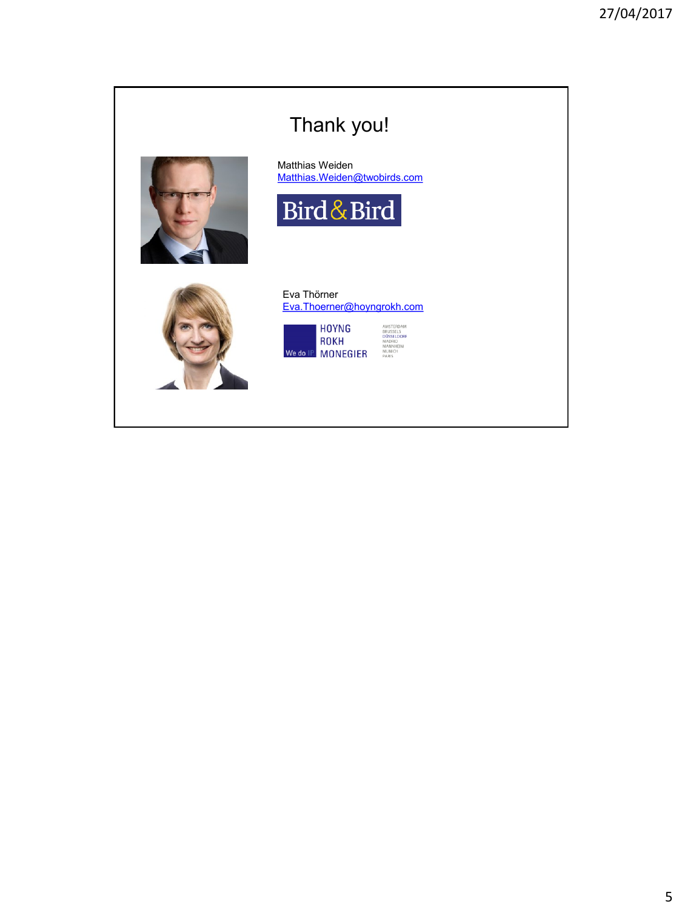# Thank you!

Matthias Weiden
Matthias.Weiden@twobirds.com

Bird & Bird

Eva Thörner
Eva.Thoerner@hoyngrokh.com

We do IP
HOYNG ROKH MONEGIER

AMSTERDAM
BRUSSELS
DÜSSELDORF
MADRID
MANNHEIM
MUNICH
PARIS